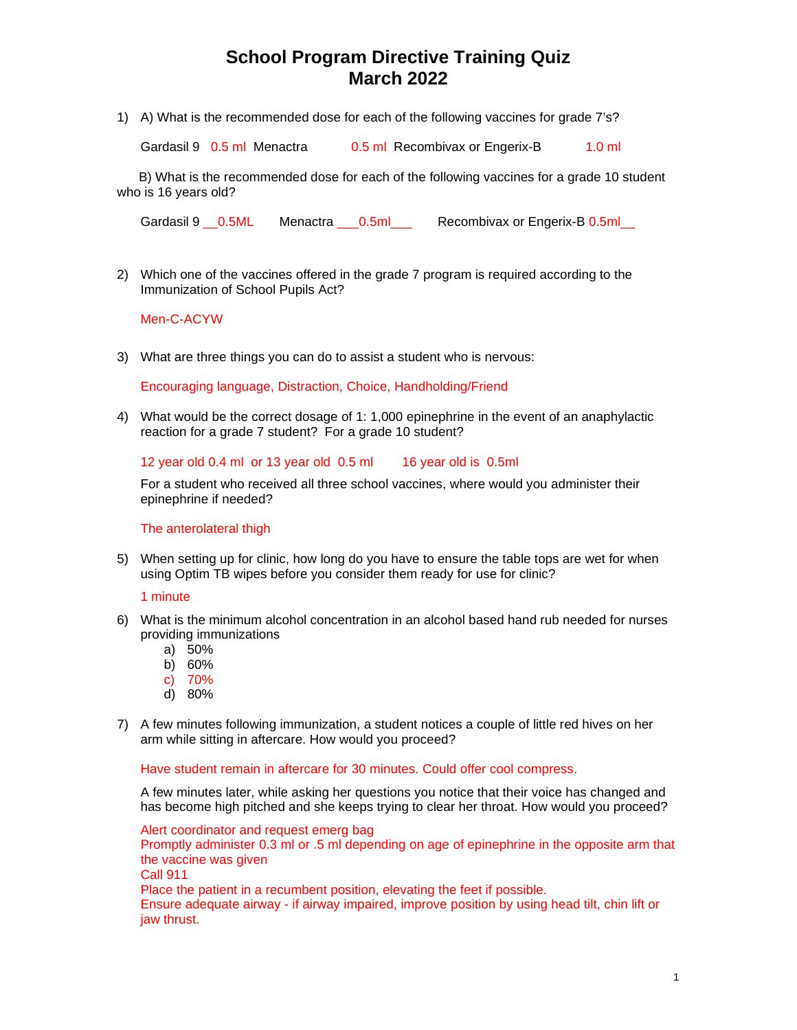# School Program Directive Training Quiz
# March 2022

1) A) What is the recommended dose for each of the following vaccines for grade 7's?

   Gardasil 9 0.5 ml Menactra 0.5 ml Recombivax or Engerix-B 1.0 ml

   B) What is the recommended dose for each of the following vaccines for a grade 10 student who is 16 years old?

   Gardasil 9 __0.5ML Menactra ___0.5ml___ Recombivax or Engerix-B 0.5ml__

2) Which one of the vaccines offered in the grade 7 program is required according to the Immunization of School Pupils Act?

   Men-C-ACYW

3) What are three things you can do to assist a student who is nervous:

   Encouraging language, Distraction, Choice, Handholding/Friend

4) What would be the correct dosage of 1: 1,000 epinephrine in the event of an anaphylactic reaction for a grade 7 student? For a grade 10 student?

   12 year old 0.4 ml or 13 year old 0.5 ml 16 year old is 0.5ml

   For a student who received all three school vaccines, where would you administer their epinephrine if needed?

   The anterolateral thigh

5) When setting up for clinic, how long do you have to ensure the table tops are wet for when using Optim TB wipes before you consider them ready for use for clinic?

   1 minute

6) What is the minimum alcohol concentration in an alcohol based hand rub needed for nurses providing immunizations
   a) 50%
   b) 60%
   c) 70%
   d) 80%

7) A few minutes following immunization, a student notices a couple of little red hives on her arm while sitting in aftercare. How would you proceed?

   Have student remain in aftercare for 30 minutes. Could offer cool compress.

   A few minutes later, while asking her questions you notice that their voice has changed and has become high pitched and she keeps trying to clear her throat. How would you proceed?

   Alert coordinator and request emerg bag
   Promptly administer 0.3 ml or .5 ml depending on age of epinephrine in the opposite arm that the vaccine was given
   Call 911
   Place the patient in a recumbent position, elevating the feet if possible.
   Ensure adequate airway - if airway impaired, improve position by using head tilt, chin lift or jaw thrust.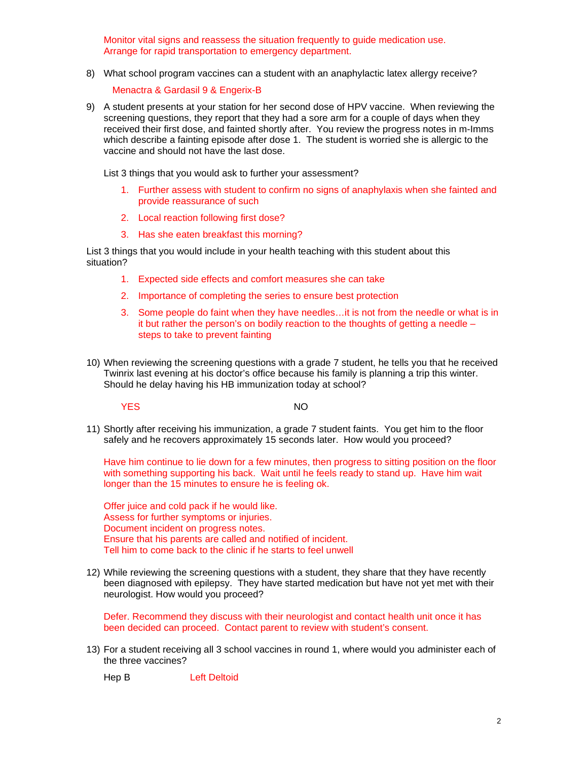Monitor vital signs and reassess the situation frequently to guide medication use.
Arrange for rapid transportation to emergency department.

8) What school program vaccines can a student with an anaphylactic latex allergy receive?

   Menactra & Gardasil 9 & Engerix-B

9) A student presents at your station for her second dose of HPV vaccine. When reviewing the screening questions, they report that they had a sore arm for a couple of days when they received their first dose, and fainted shortly after. You review the progress notes in m-Imms which describe a fainting episode after dose 1. The student is worried she is allergic to the vaccine and should not have the last dose.

   List 3 things that you would ask to further your assessment?

   1. Further assess with student to confirm no signs of anaphylaxis when she fainted and provide reassurance of such
   2. Local reaction following first dose?
   3. Has she eaten breakfast this morning?

List 3 things that you would include in your health teaching with this student about this situation?

   1. Expected side effects and comfort measures she can take
   2. Importance of completing the series to ensure best protection
   3. Some people do faint when they have needles…it is not from the needle or what is in it but rather the person's on bodily reaction to the thoughts of getting a needle – steps to take to prevent fainting

10) When reviewing the screening questions with a grade 7 student, he tells you that he received Twinrix last evening at his doctor's office because his family is planning a trip this winter. Should he delay having his HB immunization today at school?

    YES NO

11) Shortly after receiving his immunization, a grade 7 student faints. You get him to the floor safely and he recovers approximately 15 seconds later. How would you proceed?

    Have him continue to lie down for a few minutes, then progress to sitting position on the floor with something supporting his back. Wait until he feels ready to stand up. Have him wait longer than the 15 minutes to ensure he is feeling ok.

    Offer juice and cold pack if he would like.
    Assess for further symptoms or injuries.
    Document incident on progress notes.
    Ensure that his parents are called and notified of incident.
    Tell him to come back to the clinic if he starts to feel unwell

12) While reviewing the screening questions with a student, they share that they have recently been diagnosed with epilepsy. They have started medication but have not yet met with their neurologist. How would you proceed?

    Defer. Recommend they discuss with their neurologist and contact health unit once it has been decided can proceed. Contact parent to review with student's consent.

13) For a student receiving all 3 school vaccines in round 1, where would you administer each of the three vaccines?

    Hep B Left Deltoid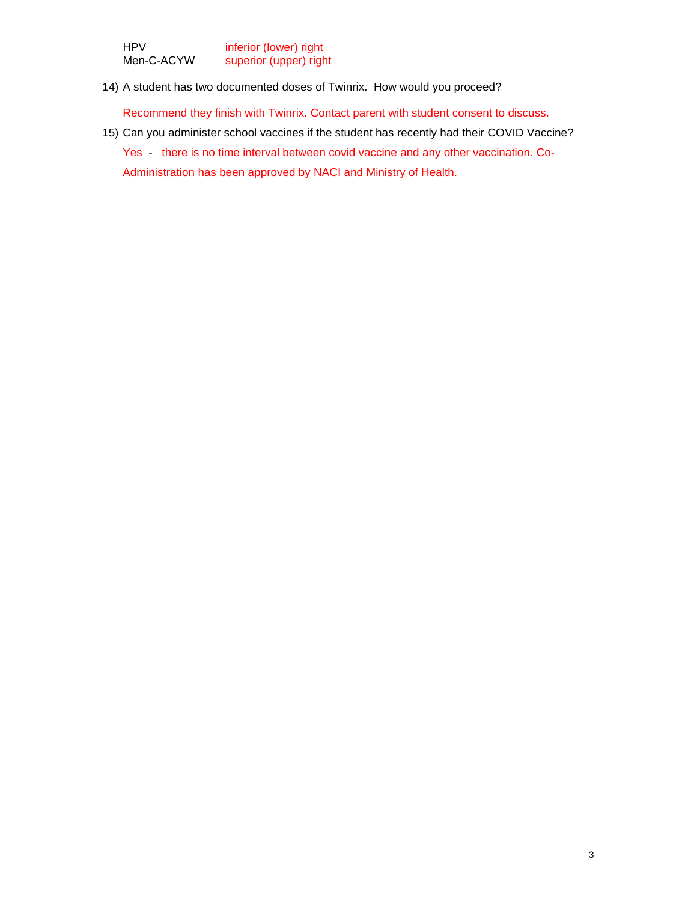| | |
|---|---|
| HPV | inferior (lower) right |
| Men-C-ACYW | superior (upper) right |

14) A student has two documented doses of Twinrix. How would you proceed?

    Recommend they finish with Twinrix. Contact parent with student consent to discuss.

15) Can you administer school vaccines if the student has recently had their COVID Vaccine?

    Yes - there is no time interval between covid vaccine and any other vaccination. Co-Administration has been approved by NACI and Ministry of Health.